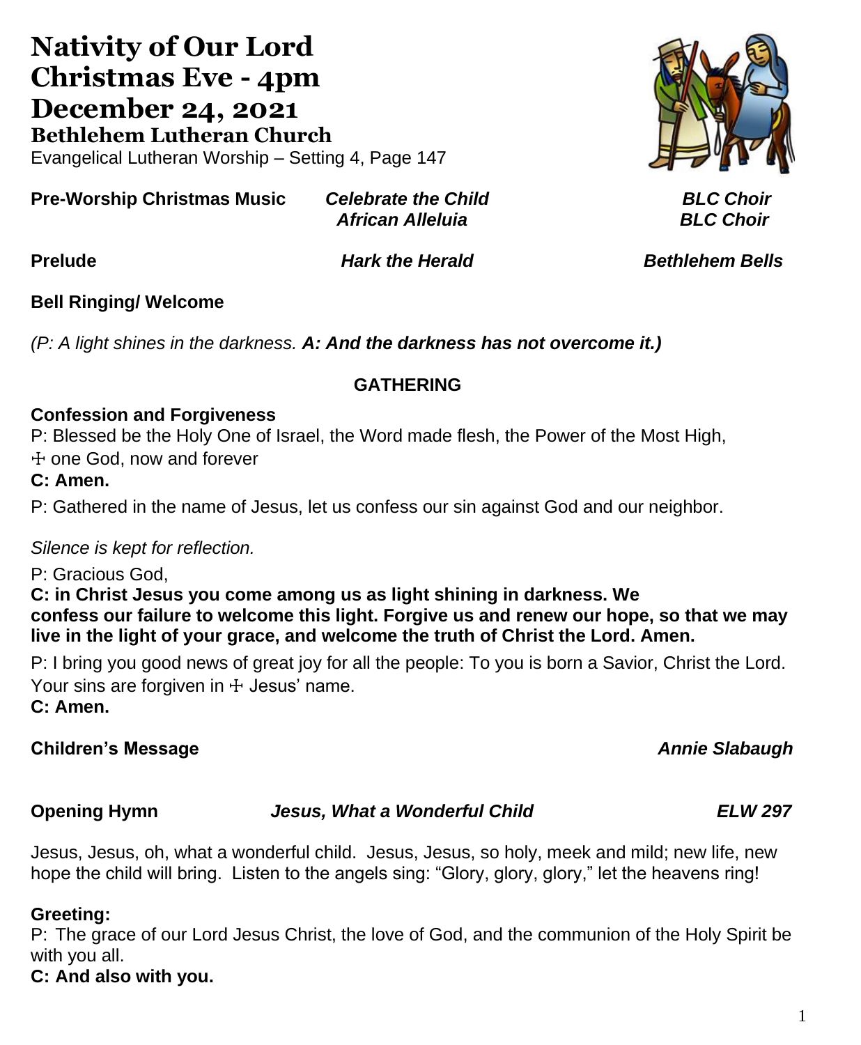# Nativity of Our Lord
# Christmas Eve - 4pm
# December 24, 2021
## Bethlehem Lutheran Church

Evangelical Lutheran Worship – Setting 4, Page 147

**Pre-Worship Christmas Music** ***Celebrate the Child*** ***BLC Choir***
***African Alleluia*** ***BLC Choir***

**Prelude** ***Hark the Herald*** ***Bethlehem Bells***

**Bell Ringing/ Welcome**

*(P: A light shines in the darkness.* ***A: And the darkness has not overcome it.)***

**GATHERING**

**Confession and Forgiveness**

P: Blessed be the Holy One of Israel, the Word made flesh, the Power of the Most High, ☩ one God, now and forever

**C: Amen.**

P: Gathered in the name of Jesus, let us confess our sin against God and our neighbor.

*Silence is kept for reflection.*

P: Gracious God,

**C: in Christ Jesus you come among us as light shining in darkness. We confess our failure to welcome this light. Forgive us and renew our hope, so that we may live in the light of your grace, and welcome the truth of Christ the Lord. Amen.**

P: I bring you good news of great joy for all the people: To you is born a Savior, Christ the Lord. Your sins are forgiven in ☩ Jesus' name.

**C: Amen.**

**Children's Message** ***Annie Slabaugh***

**Opening Hymn** ***Jesus, What a Wonderful Child*** ***ELW 297***

Jesus, Jesus, oh, what a wonderful child. Jesus, Jesus, so holy, meek and mild; new life, new hope the child will bring. Listen to the angels sing: "Glory, glory, glory," let the heavens ring!

**Greeting:**

P: The grace of our Lord Jesus Christ, the love of God, and the communion of the Holy Spirit be with you all.

**C: And also with you.**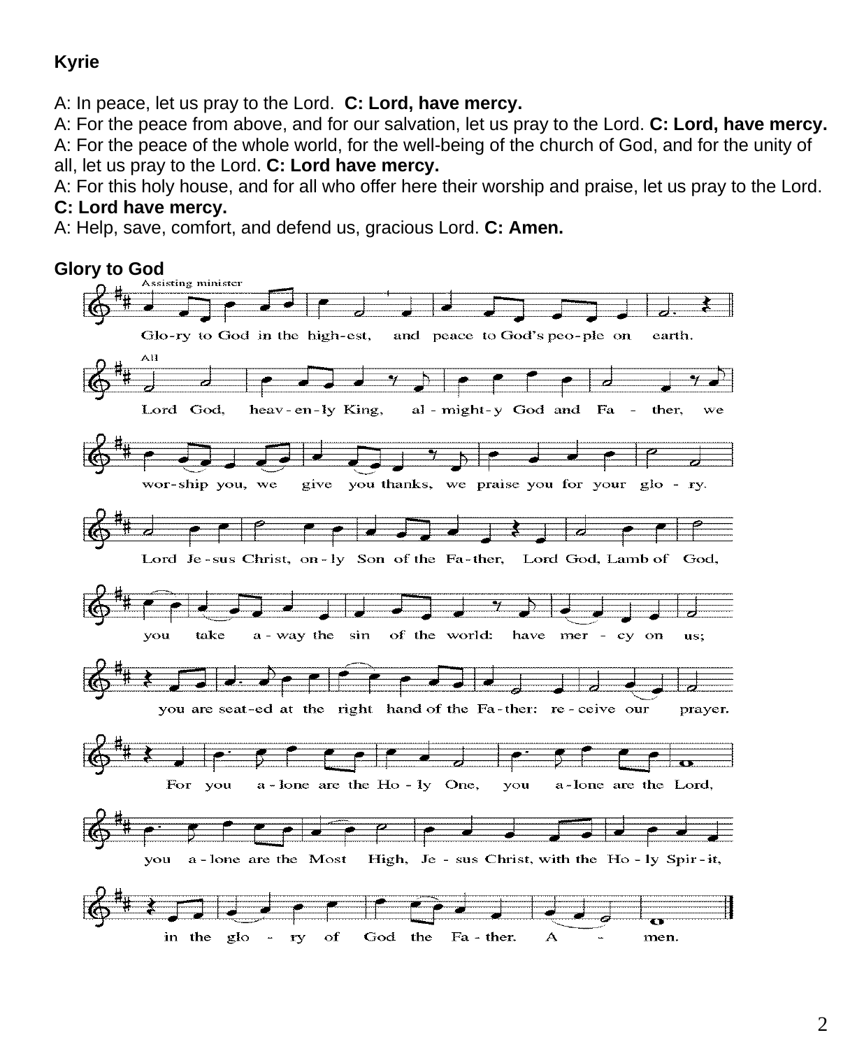**Kyrie**

A: In peace, let us pray to the Lord. **C: Lord, have mercy.**
A: For the peace from above, and for our salvation, let us pray to the Lord. **C: Lord, have mercy.**
A: For the peace of the whole world, for the well-being of the church of God, and for the unity of all, let us pray to the Lord. **C: Lord have mercy.**
A: For this holy house, and for all who offer here their worship and praise, let us pray to the Lord.
**C: Lord have mercy.**
A: Help, save, comfort, and defend us, gracious Lord. **C: Amen.**

**Glory to God**

Assisting minister

Glo-ry to God in the high-est, and peace to God's peo-ple on earth.

All

Lord God, heav-en-ly King, al-might-y God and Fa-ther, we wor-ship you, we give you thanks, we praise you for your glo-ry.

Lord Je-sus Christ, on-ly Son of the Fa-ther, Lord God, Lamb of God, you take a-way the sin of the world: have mer-cy on us; you are seat-ed at the right hand of the Fa-ther: re-ceive our prayer.

For you a-lone are the Ho-ly One, you a-lone are the Lord, you a-lone are the Most High, Je-sus Christ, with the Ho-ly Spir-it, in the glo-ry of God the Fa-ther. A-men.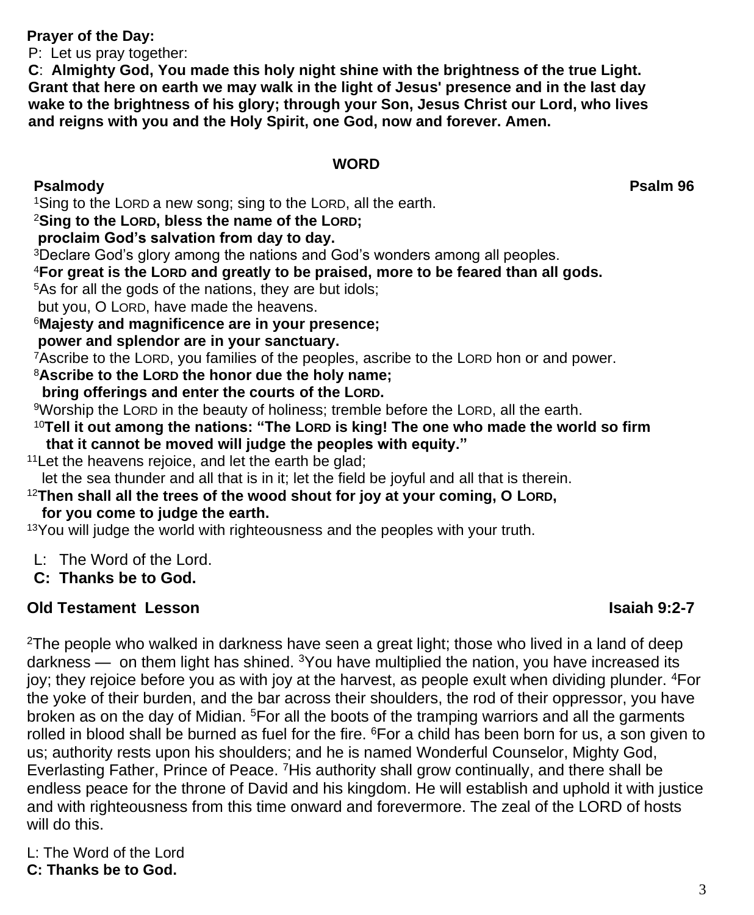**Prayer of the Day:**

P: Let us pray together:

**C**: **Almighty God, You made this holy night shine with the brightness of the true Light. Grant that here on earth we may walk in the light of Jesus' presence and in the last day wake to the brightness of his glory; through your Son, Jesus Christ our Lord, who lives and reigns with you and the Holy Spirit, one God, now and forever. Amen.**

## WORD

**Psalmody** **Psalm 96**

[1]Sing to the LORD a new song; sing to the LORD, all the earth.

[2]**Sing to the LORD, bless the name of the LORD;**
**proclaim God's salvation from day to day.**

[3]Declare God's glory among the nations and God's wonders among all peoples.

[4]**For great is the LORD and greatly to be praised, more to be feared than all gods.**

[5]As for all the gods of the nations, they are but idols;
but you, O LORD, have made the heavens.

[6]**Majesty and magnificence are in your presence;**
**power and splendor are in your sanctuary.**

[7]Ascribe to the LORD, you families of the peoples, ascribe to the LORD hon or and power.

[8]**Ascribe to the LORD the honor due the holy name;**
**bring offerings and enter the courts of the LORD.**

[9]Worship the LORD in the beauty of holiness; tremble before the LORD, all the earth.

[10]**Tell it out among the nations: "The LORD is king! The one who made the world so firm that it cannot be moved will judge the peoples with equity."**

[11]Let the heavens rejoice, and let the earth be glad;
let the sea thunder and all that is in it; let the field be joyful and all that is therein.

[12]**Then shall all the trees of the wood shout for joy at your coming, O LORD,**
**for you come to judge the earth.**

[13]You will judge the world with righteousness and the peoples with your truth.

L: The Word of the Lord.
**C: Thanks be to God.**

**Old Testament Lesson** **Isaiah 9:2-7**

[2]The people who walked in darkness have seen a great light; those who lived in a land of deep darkness — on them light has shined. [3]You have multiplied the nation, you have increased its joy; they rejoice before you as with joy at the harvest, as people exult when dividing plunder. [4]For the yoke of their burden, and the bar across their shoulders, the rod of their oppressor, you have broken as on the day of Midian. [5]For all the boots of the tramping warriors and all the garments rolled in blood shall be burned as fuel for the fire. [6]For a child has been born for us, a son given to us; authority rests upon his shoulders; and he is named Wonderful Counselor, Mighty God, Everlasting Father, Prince of Peace. [7]His authority shall grow continually, and there shall be endless peace for the throne of David and his kingdom. He will establish and uphold it with justice and with righteousness from this time onward and forevermore. The zeal of the LORD of hosts will do this.

L: The Word of the Lord
**C: Thanks be to God.**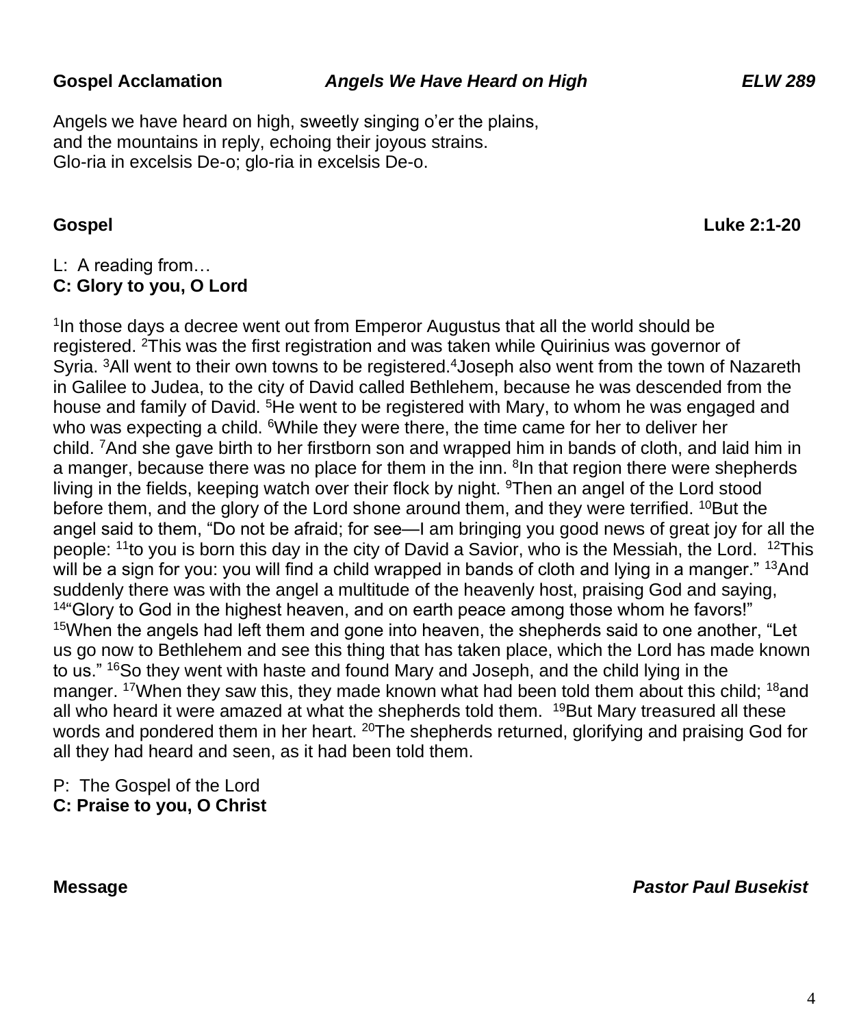**Gospel Acclamation** *Angels We Have Heard on High* ***ELW 289***

Angels we have heard on high, sweetly singing o'er the plains,
and the mountains in reply, echoing their joyous strains.
Glo-ria in excelsis De-o; glo-ria in excelsis De-o.

**Gospel** **Luke 2:1-20**

L: A reading from…
**C: Glory to you, O Lord**

[1]In those days a decree went out from Emperor Augustus that all the world should be registered. [2]This was the first registration and was taken while Quirinius was governor of Syria. [3]All went to their own towns to be registered.[4]Joseph also went from the town of Nazareth in Galilee to Judea, to the city of David called Bethlehem, because he was descended from the house and family of David. [5]He went to be registered with Mary, to whom he was engaged and who was expecting a child. [6]While they were there, the time came for her to deliver her child. [7]And she gave birth to her firstborn son and wrapped him in bands of cloth, and laid him in a manger, because there was no place for them in the inn. [8]In that region there were shepherds living in the fields, keeping watch over their flock by night. [9]Then an angel of the Lord stood before them, and the glory of the Lord shone around them, and they were terrified. [10]But the angel said to them, "Do not be afraid; for see—I am bringing you good news of great joy for all the people: [11]to you is born this day in the city of David a Savior, who is the Messiah, the Lord. [12]This will be a sign for you: you will find a child wrapped in bands of cloth and lying in a manger." [13]And suddenly there was with the angel a multitude of the heavenly host, praising God and saying, [14]"Glory to God in the highest heaven, and on earth peace among those whom he favors!" [15]When the angels had left them and gone into heaven, the shepherds said to one another, "Let us go now to Bethlehem and see this thing that has taken place, which the Lord has made known to us." [16]So they went with haste and found Mary and Joseph, and the child lying in the manger. [17]When they saw this, they made known what had been told them about this child; [18]and all who heard it were amazed at what the shepherds told them. [19]But Mary treasured all these words and pondered them in her heart. [20]The shepherds returned, glorifying and praising God for all they had heard and seen, as it had been told them.

P: The Gospel of the Lord
**C: Praise to you, O Christ**

**Message** ***Pastor Paul Busekist***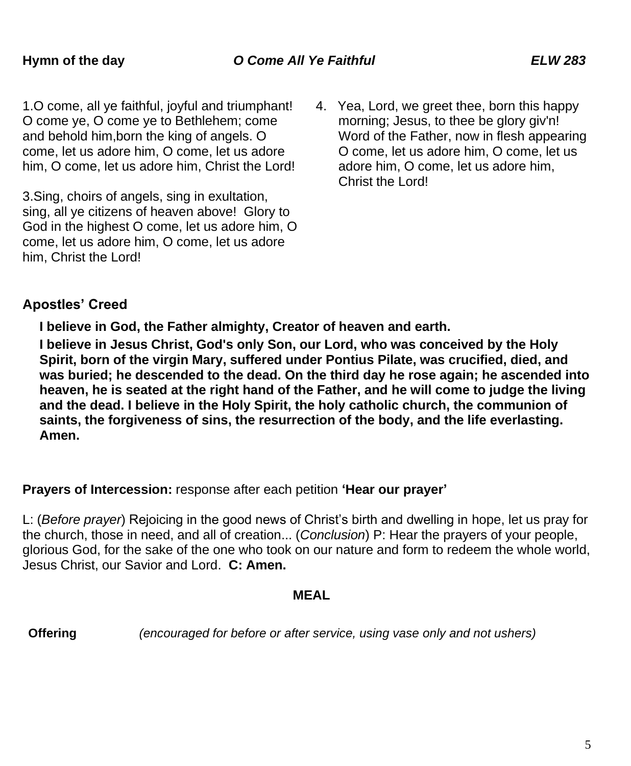**Hymn of the day** *O Come All Ye Faithful* *ELW 283*

1.O come, all ye faithful, joyful and triumphant! O come ye, O come ye to Bethlehem; come and behold him,born the king of angels. O come, let us adore him, O come, let us adore him, O come, let us adore him, Christ the Lord!

3.Sing, choirs of angels, sing in exultation, sing, all ye citizens of heaven above! Glory to God in the highest O come, let us adore him, O come, let us adore him, O come, let us adore him, Christ the Lord!

4. Yea, Lord, we greet thee, born this happy morning; Jesus, to thee be glory giv'n! Word of the Father, now in flesh appearing O come, let us adore him, O come, let us adore him, O come, let us adore him, Christ the Lord!

**Apostles' Creed**

**I believe in God, the Father almighty, Creator of heaven and earth.**

**I believe in Jesus Christ, God's only Son, our Lord, who was conceived by the Holy Spirit, born of the virgin Mary, suffered under Pontius Pilate, was crucified, died, and was buried; he descended to the dead. On the third day he rose again; he ascended into heaven, he is seated at the right hand of the Father, and he will come to judge the living and the dead. I believe in the Holy Spirit, the holy catholic church, the communion of saints, the forgiveness of sins, the resurrection of the body, and the life everlasting. Amen.**

**Prayers of Intercession:** response after each petition **'Hear our prayer'**

L: (*Before prayer*) Rejoicing in the good news of Christ's birth and dwelling in hope, let us pray for the church, those in need, and all of creation... (*Conclusion*) P: Hear the prayers of your people, glorious God, for the sake of the one who took on our nature and form to redeem the whole world, Jesus Christ, our Savior and Lord. **C: Amen.**

**MEAL**

**Offering** *(encouraged for before or after service, using vase only and not ushers)*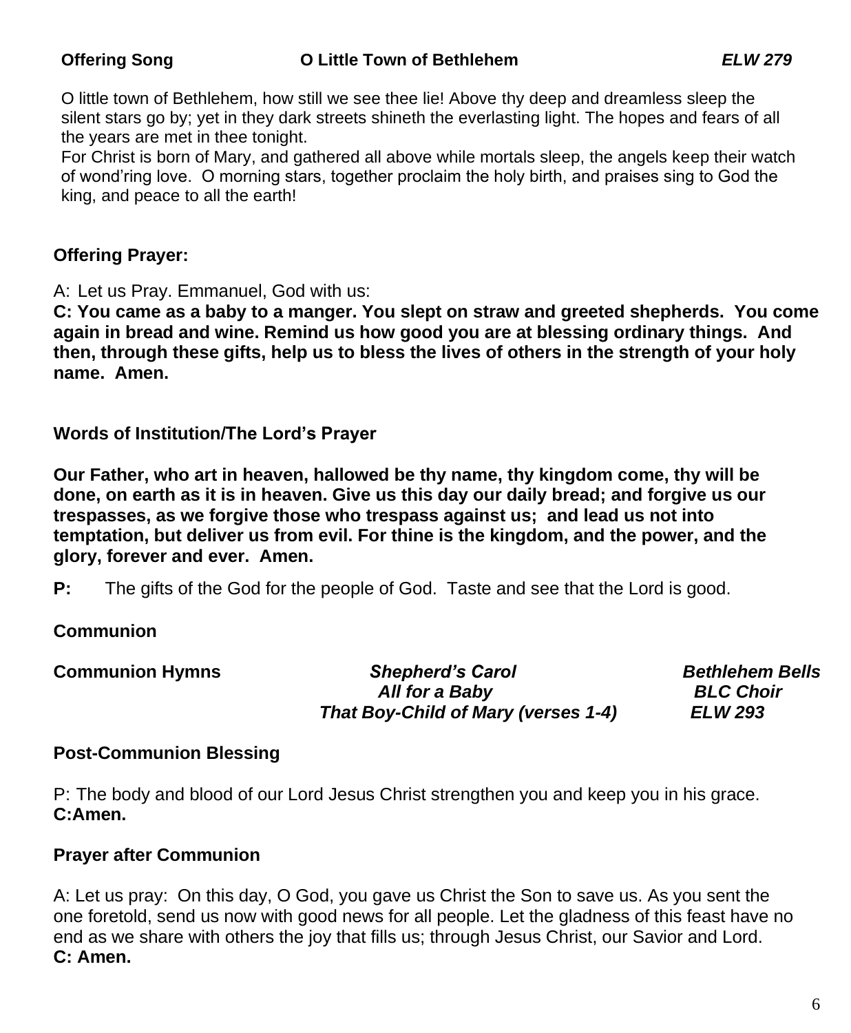**Offering Song** **O Little Town of Bethlehem** ***ELW 279***

O little town of Bethlehem, how still we see thee lie! Above thy deep and dreamless sleep the silent stars go by; yet in they dark streets shineth the everlasting light. The hopes and fears of all the years are met in thee tonight.
For Christ is born of Mary, and gathered all above while mortals sleep, the angels keep their watch of wond'ring love. O morning stars, together proclaim the holy birth, and praises sing to God the king, and peace to all the earth!

**Offering Prayer:**

A: Let us Pray. Emmanuel, God with us:
**C: You came as a baby to a manger. You slept on straw and greeted shepherds. You come again in bread and wine. Remind us how good you are at blessing ordinary things. And then, through these gifts, help us to bless the lives of others in the strength of your holy name. Amen.**

**Words of Institution/The Lord's Prayer**

**Our Father, who art in heaven, hallowed be thy name, thy kingdom come, thy will be done, on earth as it is in heaven. Give us this day our daily bread; and forgive us our trespasses, as we forgive those who trespass against us; and lead us not into temptation, but deliver us from evil. For thine is the kingdom, and the power, and the glory, forever and ever. Amen.**

**P:** The gifts of the God for the people of God. Taste and see that the Lord is good.

**Communion**

**Communion Hymns** ***Shepherd's Carol*** ***Bethlehem Bells***
***All for a Baby*** ***BLC Choir***
***That Boy-Child of Mary (verses 1-4)*** ***ELW 293***

**Post-Communion Blessing**

P: The body and blood of our Lord Jesus Christ strengthen you and keep you in his grace.
**C:Amen.**

**Prayer after Communion**

A: Let us pray: On this day, O God, you gave us Christ the Son to save us. As you sent the one foretold, send us now with good news for all people. Let the gladness of this feast have no end as we share with others the joy that fills us; through Jesus Christ, our Savior and Lord.
**C: Amen.**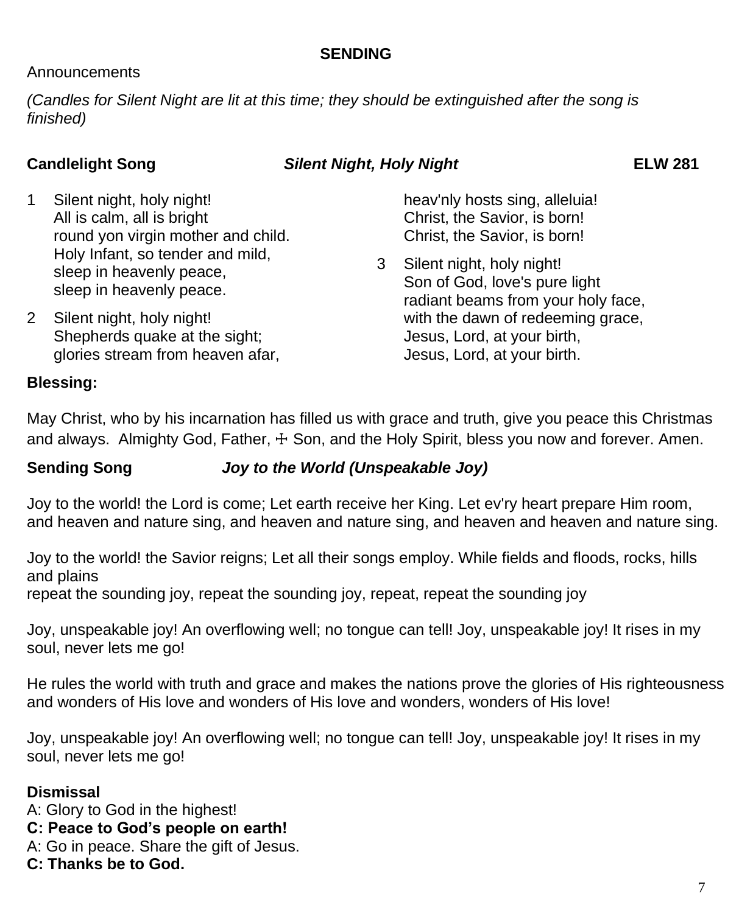## SENDING

Announcements

*(Candles for Silent Night are lit at this time; they should be extinguished after the song is finished)*

**Candlelight Song** ***Silent Night, Holy Night*** **ELW 281**

1 Silent night, holy night!
All is calm, all is bright
round yon virgin mother and child.
Holy Infant, so tender and mild,
sleep in heavenly peace,
sleep in heavenly peace.

2 Silent night, holy night!
Shepherds quake at the sight;
glories stream from heaven afar,
heav'nly hosts sing, alleluia!
Christ, the Savior, is born!
Christ, the Savior, is born!

3 Silent night, holy night!
Son of God, love's pure light
radiant beams from your holy face,
with the dawn of redeeming grace,
Jesus, Lord, at your birth,
Jesus, Lord, at your birth.

**Blessing:**

May Christ, who by his incarnation has filled us with grace and truth, give you peace this Christmas and always. Almighty God, Father, ☩ Son, and the Holy Spirit, bless you now and forever. Amen.

**Sending Song** ***Joy to the World (Unspeakable Joy)***

Joy to the world! the Lord is come; Let earth receive her King. Let ev'ry heart prepare Him room, and heaven and nature sing, and heaven and nature sing, and heaven and heaven and nature sing.

Joy to the world! the Savior reigns; Let all their songs employ. While fields and floods, rocks, hills and plains
repeat the sounding joy, repeat the sounding joy, repeat, repeat the sounding joy

Joy, unspeakable joy! An overflowing well; no tongue can tell! Joy, unspeakable joy! It rises in my soul, never lets me go!

He rules the world with truth and grace and makes the nations prove the glories of His righteousness and wonders of His love and wonders of His love and wonders, wonders of His love!

Joy, unspeakable joy! An overflowing well; no tongue can tell! Joy, unspeakable joy! It rises in my soul, never lets me go!

**Dismissal**

A: Glory to God in the highest!
**C: Peace to God's people on earth!**
A: Go in peace. Share the gift of Jesus.
**C: Thanks be to God.**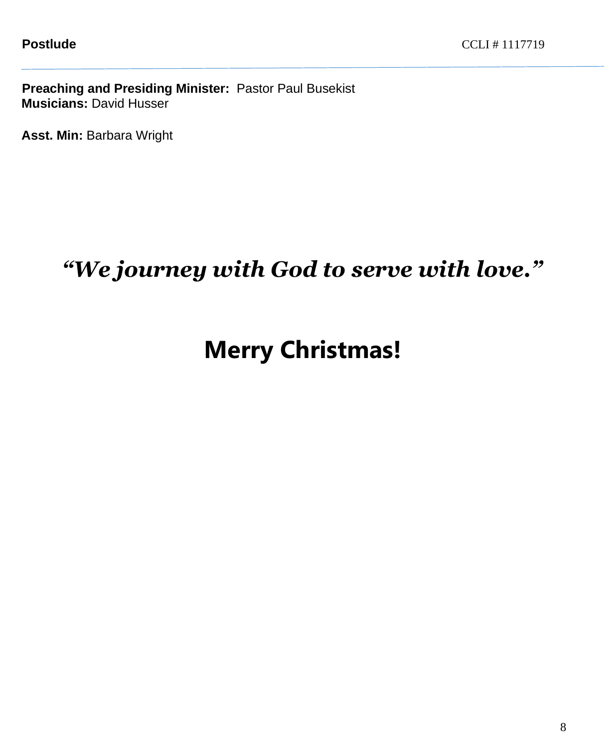**Postlude** CCLI # 1117719

---

**Preaching and Presiding Minister:** Pastor Paul Busekist
**Musicians:** David Husser

**Asst. Min:** Barbara Wright

***"We journey with God to serve with love."***

# Merry Christmas!